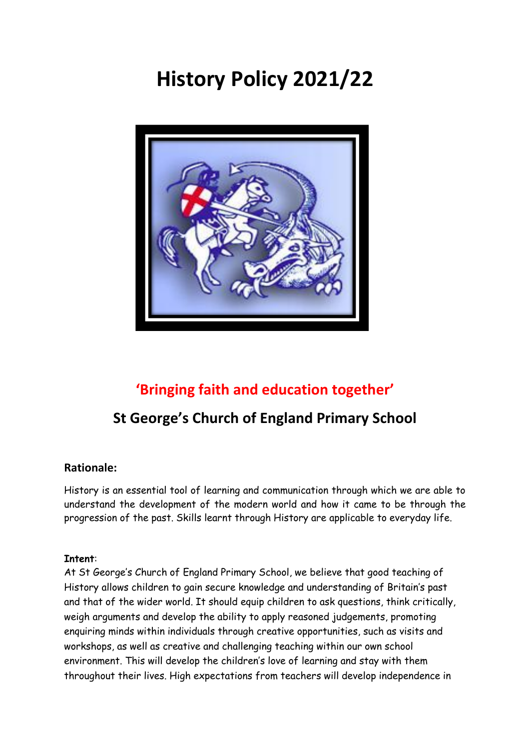# History Policy 2021/22

## 'Bringing faith and education together'

## St George's Church of England Primary School

### Rationale:

History is an essential tool of learning and communication through which we are able to understand the development of the modern world and how it came to be through the progression of the past. Skills learnt through History are applicable to everyday life.

**Intent**:

At St George's Church of England Primary School, we believe that good teaching of History allows children to gain secure knowledge and understanding of Britain's past and that of the wider world. It should equip children to ask questions, think critically, weigh arguments and develop the ability to apply reasoned judgements, promoting enquiring minds within individuals through creative opportunities, such as visits and workshops, as well as creative and challenging teaching within our own school environment. This will develop the children's love of learning and stay with them throughout their lives. High expectations from teachers will develop independence in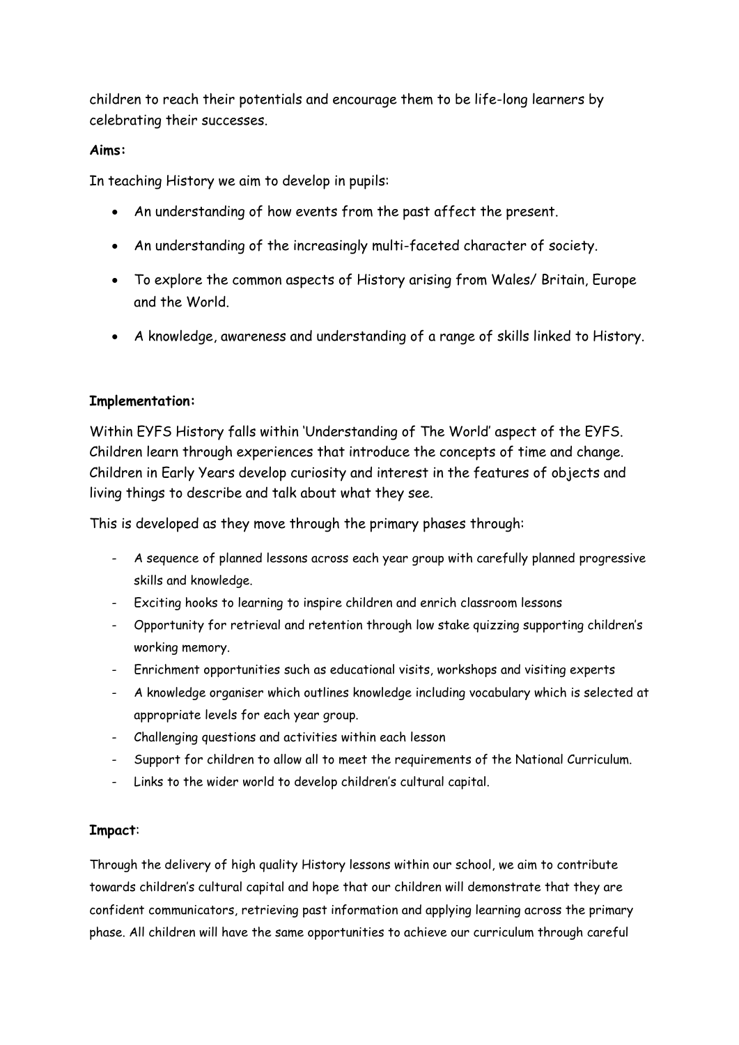children to reach their potentials and encourage them to be life-long learners by celebrating their successes.

**Aims:**

In teaching History we aim to develop in pupils:

- An understanding of how events from the past affect the present.
- An understanding of the increasingly multi-faceted character of society.
- To explore the common aspects of History arising from Wales/ Britain, Europe and the World.
- A knowledge, awareness and understanding of a range of skills linked to History.

**Implementation:**

Within EYFS History falls within 'Understanding of The World' aspect of the EYFS. Children learn through experiences that introduce the concepts of time and change. Children in Early Years develop curiosity and interest in the features of objects and living things to describe and talk about what they see.

This is developed as they move through the primary phases through:

- A sequence of planned lessons across each year group with carefully planned progressive skills and knowledge.
- Exciting hooks to learning to inspire children and enrich classroom lessons
- Opportunity for retrieval and retention through low stake quizzing supporting children's working memory.
- Enrichment opportunities such as educational visits, workshops and visiting experts
- A knowledge organiser which outlines knowledge including vocabulary which is selected at appropriate levels for each year group.
- Challenging questions and activities within each lesson
- Support for children to allow all to meet the requirements of the National Curriculum.
- Links to the wider world to develop children's cultural capital.

**Impact**:

Through the delivery of high quality History lessons within our school, we aim to contribute towards children's cultural capital and hope that our children will demonstrate that they are confident communicators, retrieving past information and applying learning across the primary phase. All children will have the same opportunities to achieve our curriculum through careful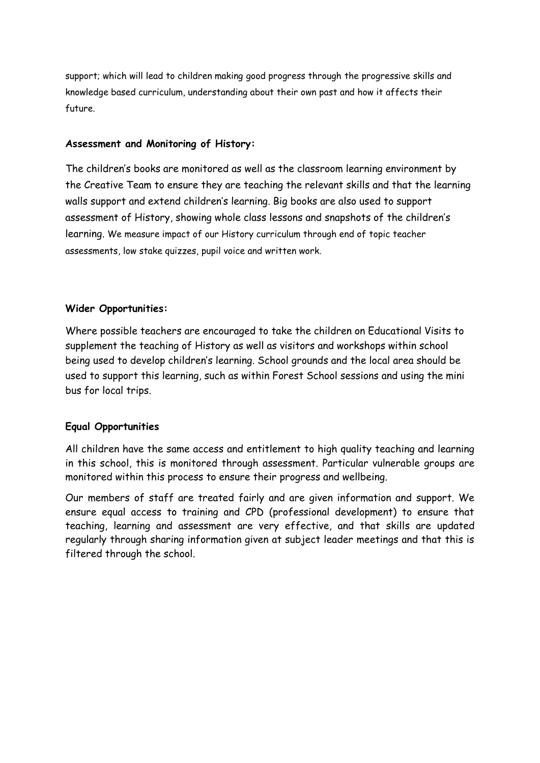support; which will lead to children making good progress through the progressive skills and knowledge based curriculum, understanding about their own past and how it affects their future.

**Assessment and Monitoring of History:**

The children's books are monitored as well as the classroom learning environment by the Creative Team to ensure they are teaching the relevant skills and that the learning walls support and extend children's learning. Big books are also used to support assessment of History, showing whole class lessons and snapshots of the children's learning. We measure impact of our History curriculum through end of topic teacher assessments, low stake quizzes, pupil voice and written work.

**Wider Opportunities:**

Where possible teachers are encouraged to take the children on Educational Visits to supplement the teaching of History as well as visitors and workshops within school being used to develop children's learning. School grounds and the local area should be used to support this learning, such as within Forest School sessions and using the mini bus for local trips.

**Equal Opportunities**

All children have the same access and entitlement to high quality teaching and learning in this school, this is monitored through assessment. Particular vulnerable groups are monitored within this process to ensure their progress and wellbeing.

Our members of staff are treated fairly and are given information and support. We ensure equal access to training and CPD (professional development) to ensure that teaching, learning and assessment are very effective, and that skills are updated regularly through sharing information given at subject leader meetings and that this is filtered through the school.